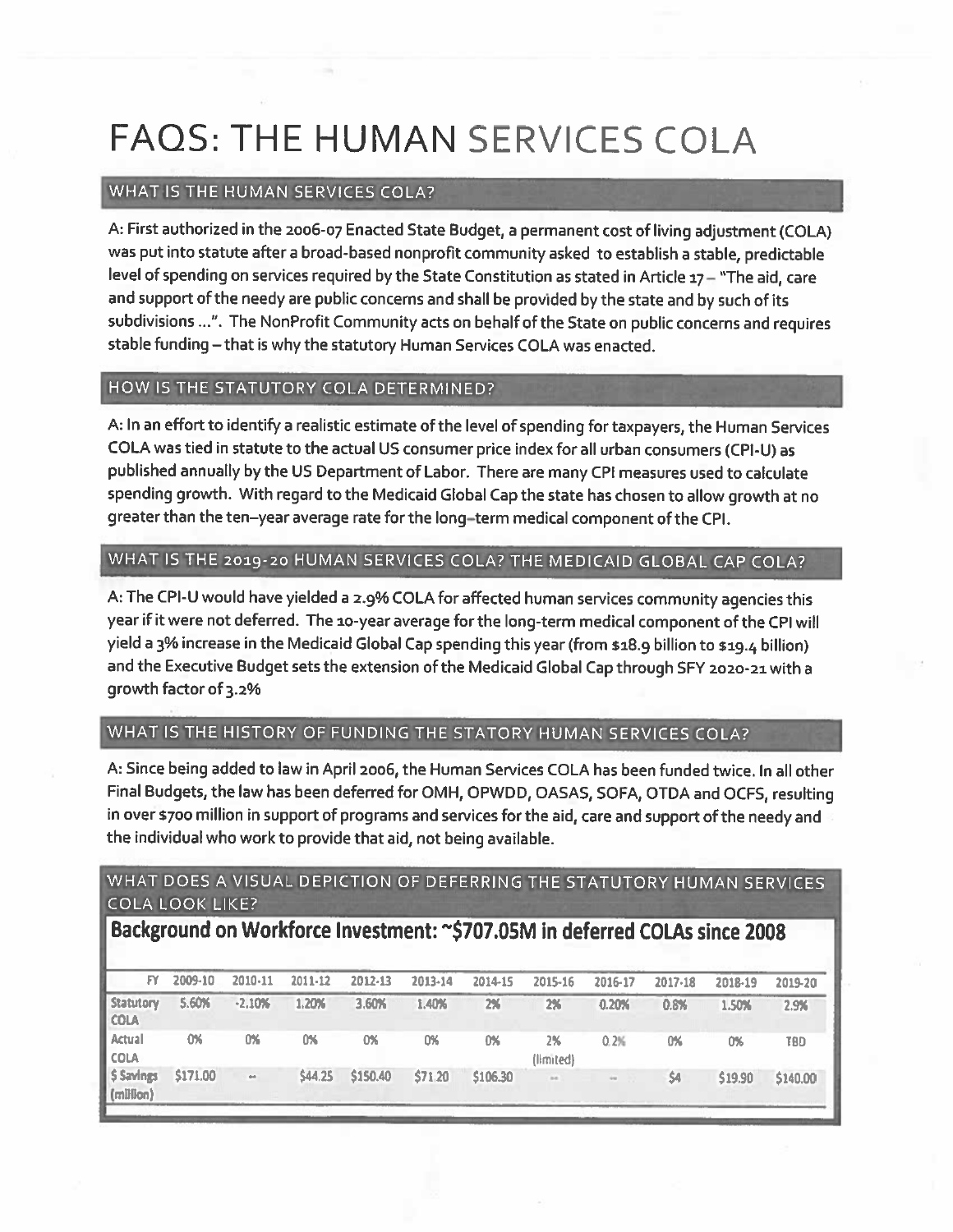# FAQS: THE HUMAN SERVICES COLA

## WHAT IS THE HUMAN SERVICES COLA?

A: First authorized in the 2006-07 Enacted State Budget, a permanent cost of living adjustment (COLA) was put into statute after a broad-based nonprofit community asked to establish a stable, predictable level of spending on services required by the State Constitution as stated in Article 17 – "The aid, care and support of the needy are public concerns and shall be provided by the state and by such of its subdivisions ...". The NonProfit Community acts on behalf of the State on public concerns and requires stable funding – that is why the statutory Human Services COLA was enacted.

## HOW IS THE STATUTORY COLA DETERMINED?

A: In an effort to identify a realistic estimate of the level of spending for taxpayers, the Human Services COLA was tied in statute to the actual US consumer price index for all urban consumers (CPI-U) as published annually by the US Department of Labor. There are many CPI measures used to calculate spending growth. With regard to the Medicaid Global Cap the state has chosen to allow growth at no greater than the ten–year average rate for the long–term medical component of the CPI.

## WHAT IS THE 2019-20 HUMAN SERVICES COLA? THE MEDICAID GLOBAL CAP COLA?

A: The CPI-U would have yielded a 2.9% COLA for affected human services community agencies this year if it were not deferred. The 10-year average for the long-term medical component of the CPI will yield a 3% increase in the Medicaid Global Cap spending this year (from $18.9 billion to $19.4 billion) and the Executive Budget sets the extension of the Medicaid Global Cap through SFY 2020-21 with a growth factor of 3.2%

## WHAT IS THE HISTORY OF FUNDING THE STATORY HUMAN SERVICES COLA?

A: Since being added to law in April 2006, the Human Services COLA has been funded twice. In all other Final Budgets, the law has been deferred for OMH, OPWDD, OASAS, SOFA, OTDA and OCFS, resulting in over $700 million in support of programs and services for the aid, care and support of the needy and the individual who work to provide that aid, not being available.

## WHAT DOES A VISUAL DEPICTION OF DEFERRING THE STATUTORY HUMAN SERVICES COLA LOOK LIKE?

**Background on Workforce Investment: ~$707.05M in deferred COLAs since 2008**

| FY | 2009-10 | 2010-11 | 2011-12 | 2012-13 | 2013-14 | 2014-15 | 2015-16 | 2016-17 | 2017-18 | 2018-19 | 2019-20 |
|---|---|---|---|---|---|---|---|---|---|---|---|
| Statutory COLA | 5.60% | -2.10% | 1.20% | 3.60% | 1.40% | 2% | 2% | 0.20% | 0.8% | 1.50% | 2.9% |
| Actual COLA | 0% | 0% | 0% | 0% | 0% | 0% | 2% (limited) | 0.2% | 0% | 0% | TBD |
| $ Savings (million) | $171.00 | -- | $44.25 | $150.40 | $71.20 | $106.30 | -- | -- | $4 | $19.90 | $140.00 |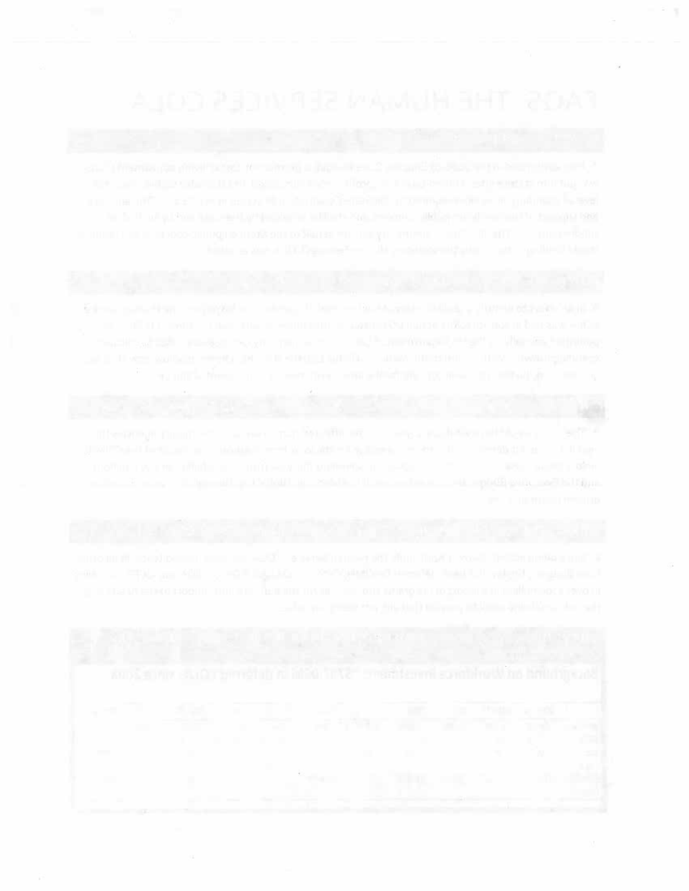# FAQS: THE HUMAN SERVICES COLA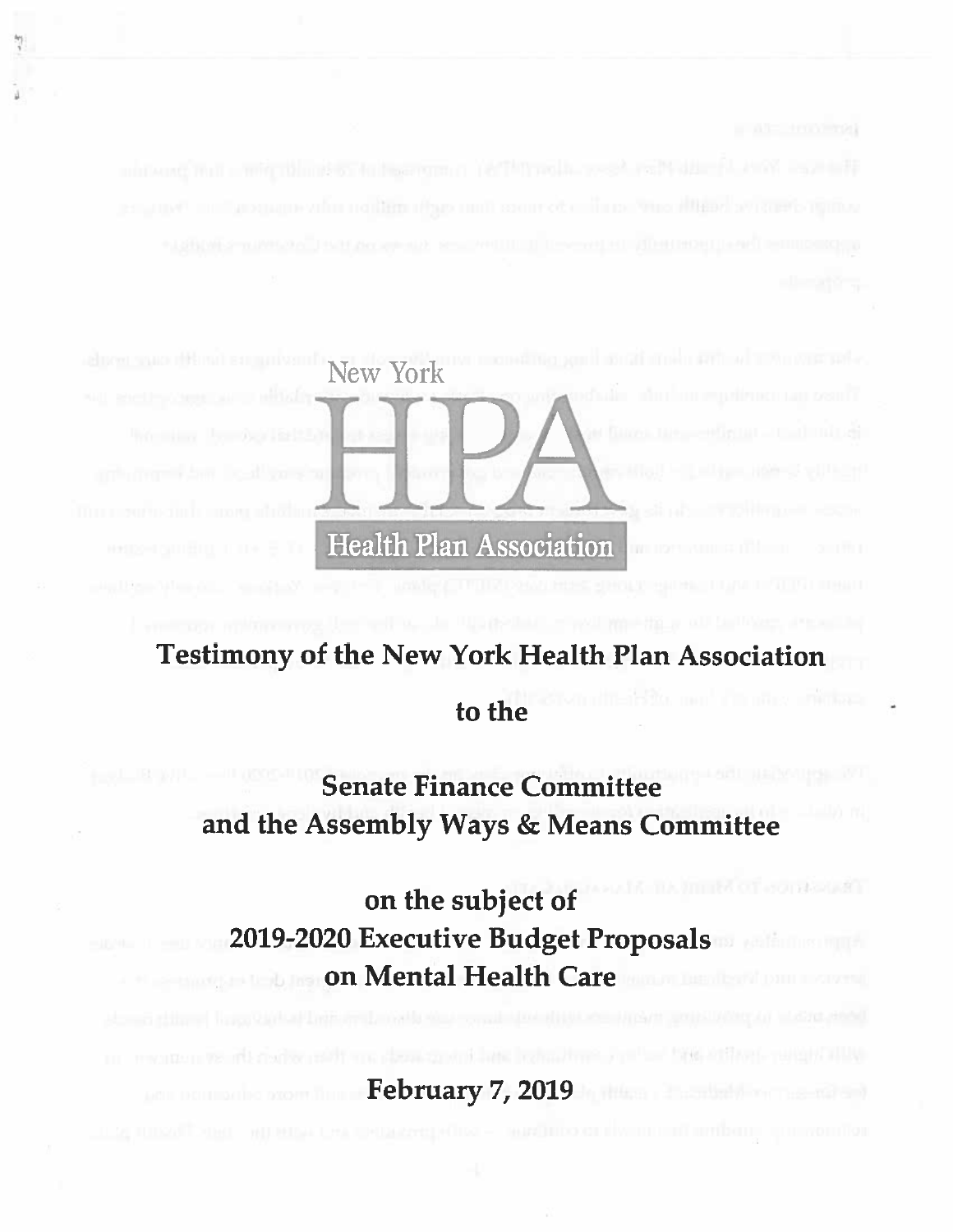New York

# HPA

Health Plan Association

**Testimony of the New York Health Plan Association**

**to the**

**Senate Finance Committee**
**and the Assembly Ways & Means Committee**

**on the subject of**
**2019-2020 Executive Budget Proposals**
**on Mental Health Care**

**February 7, 2019**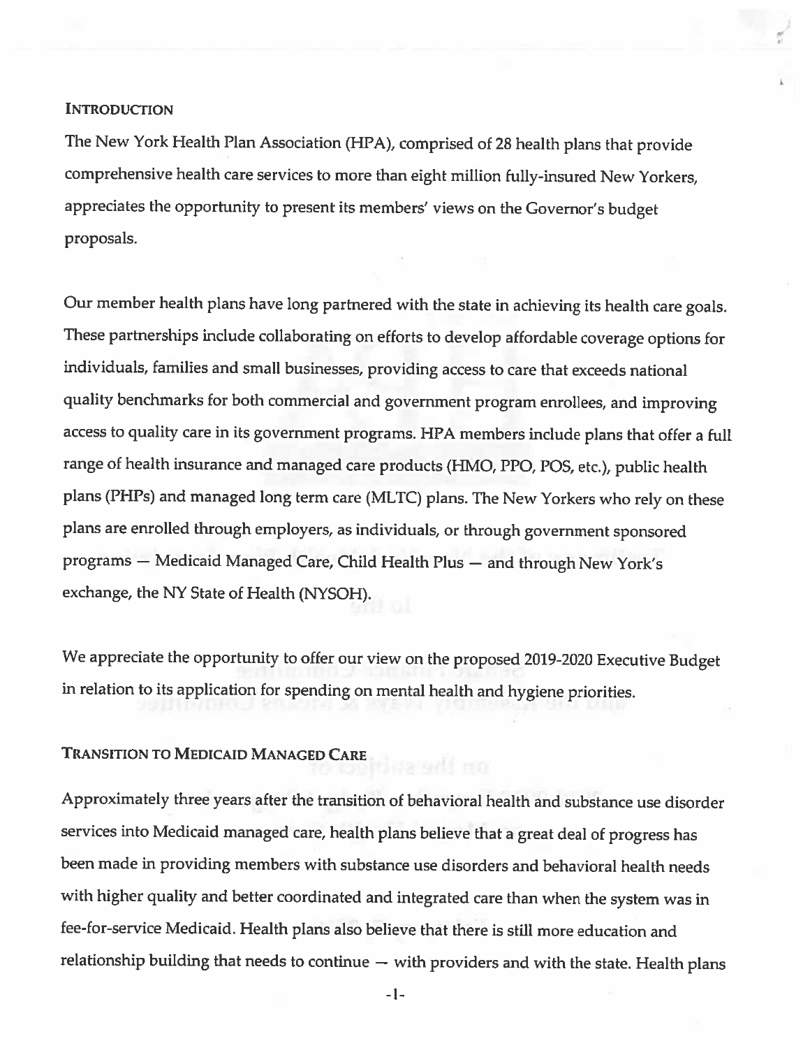## Introduction

The New York Health Plan Association (HPA), comprised of 28 health plans that provide comprehensive health care services to more than eight million fully-insured New Yorkers, appreciates the opportunity to present its members' views on the Governor's budget proposals.

Our member health plans have long partnered with the state in achieving its health care goals. These partnerships include collaborating on efforts to develop affordable coverage options for individuals, families and small businesses, providing access to care that exceeds national quality benchmarks for both commercial and government program enrollees, and improving access to quality care in its government programs. HPA members include plans that offer a full range of health insurance and managed care products (HMO, PPO, POS, etc.), public health plans (PHPs) and managed long term care (MLTC) plans. The New Yorkers who rely on these plans are enrolled through employers, as individuals, or through government sponsored programs — Medicaid Managed Care, Child Health Plus — and through New York's exchange, the NY State of Health (NYSOH).

We appreciate the opportunity to offer our view on the proposed 2019-2020 Executive Budget in relation to its application for spending on mental health and hygiene priorities.

## Transition to Medicaid Managed Care

Approximately three years after the transition of behavioral health and substance use disorder services into Medicaid managed care, health plans believe that a great deal of progress has been made in providing members with substance use disorders and behavioral health needs with higher quality and better coordinated and integrated care than when the system was in fee-for-service Medicaid. Health plans also believe that there is still more education and relationship building that needs to continue — with providers and with the state. Health plans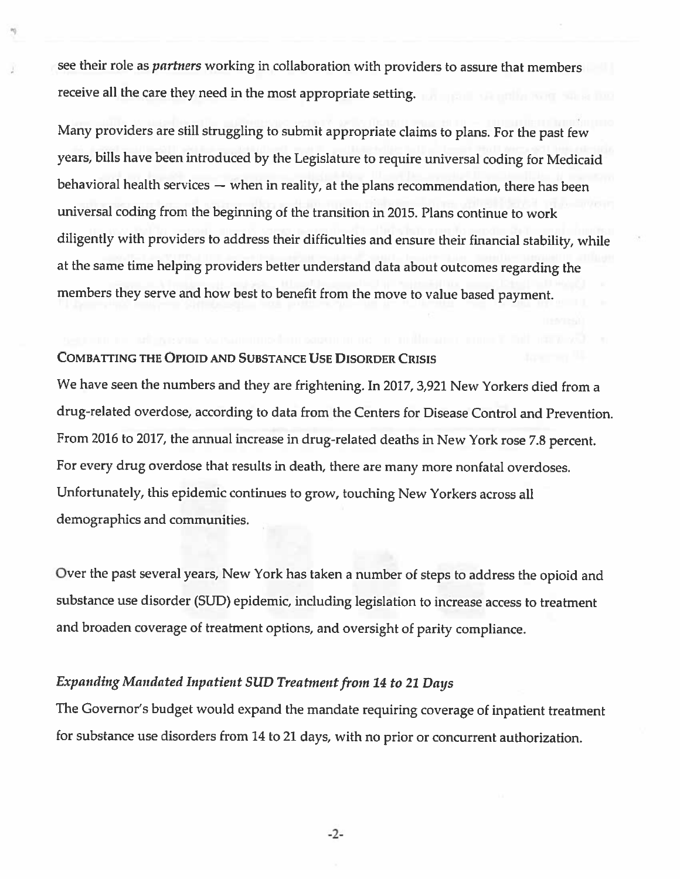see their role as *partners* working in collaboration with providers to assure that members receive all the care they need in the most appropriate setting.

Many providers are still struggling to submit appropriate claims to plans. For the past few years, bills have been introduced by the Legislature to require universal coding for Medicaid behavioral health services — when in reality, at the plans recommendation, there has been universal coding from the beginning of the transition in 2015. Plans continue to work diligently with providers to address their difficulties and ensure their financial stability, while at the same time helping providers better understand data about outcomes regarding the members they serve and how best to benefit from the move to value based payment.

## Combatting the Opioid and Substance Use Disorder Crisis

We have seen the numbers and they are frightening. In 2017, 3,921 New Yorkers died from a drug-related overdose, according to data from the Centers for Disease Control and Prevention. From 2016 to 2017, the annual increase in drug-related deaths in New York rose 7.8 percent. For every drug overdose that results in death, there are many more nonfatal overdoses. Unfortunately, this epidemic continues to grow, touching New Yorkers across all demographics and communities.

Over the past several years, New York has taken a number of steps to address the opioid and substance use disorder (SUD) epidemic, including legislation to increase access to treatment and broaden coverage of treatment options, and oversight of parity compliance.

### *Expanding Mandated Inpatient SUD Treatment from 14 to 21 Days*

The Governor's budget would expand the mandate requiring coverage of inpatient treatment for substance use disorders from 14 to 21 days, with no prior or concurrent authorization.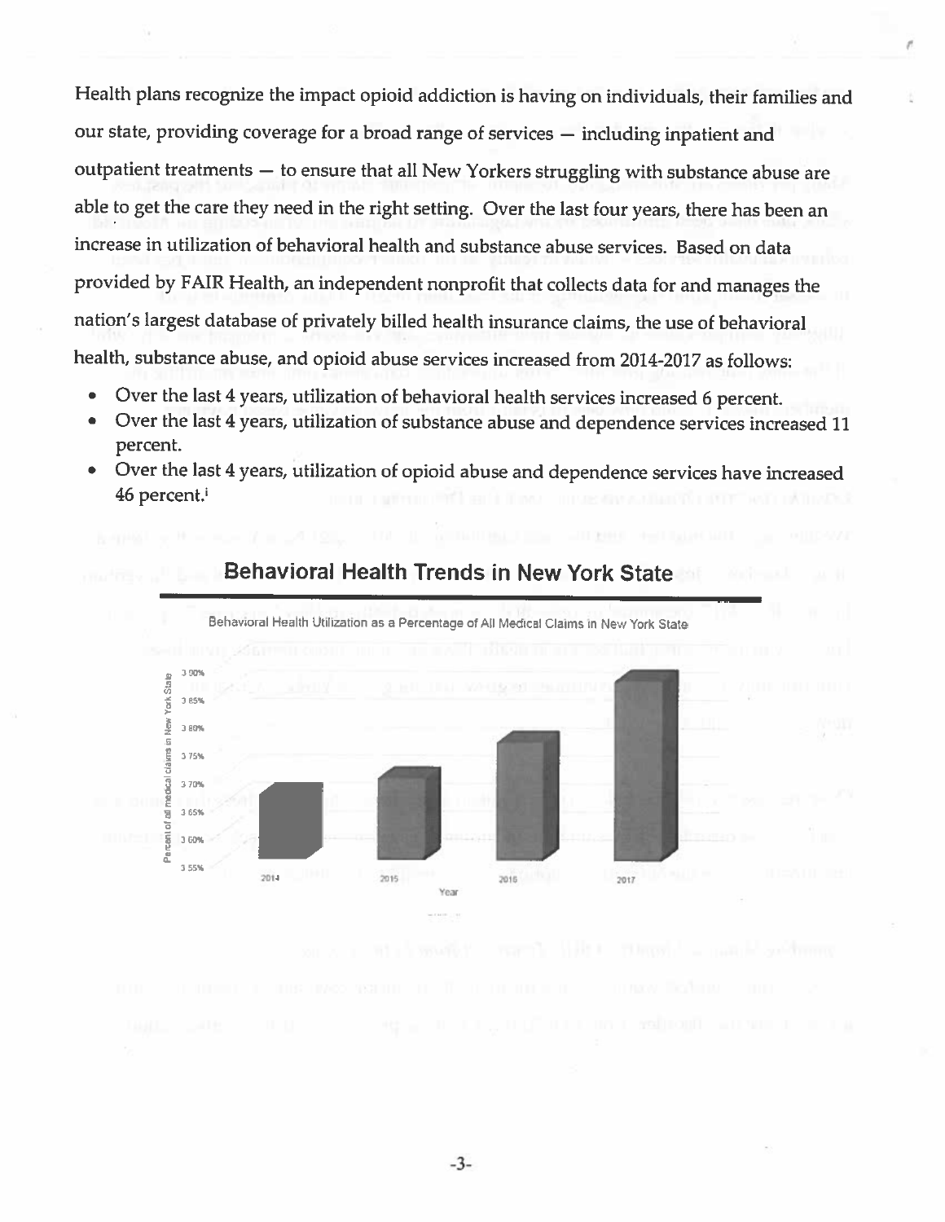Health plans recognize the impact opioid addiction is having on individuals, their families and our state, providing coverage for a broad range of services — including inpatient and outpatient treatments — to ensure that all New Yorkers struggling with substance abuse are able to get the care they need in the right setting. Over the last four years, there has been an increase in utilization of behavioral health and substance abuse services. Based on data provided by FAIR Health, an independent nonprofit that collects data for and manages the nation's largest database of privately billed health insurance claims, the use of behavioral health, substance abuse, and opioid abuse services increased from 2014-2017 as follows:

- Over the last 4 years, utilization of behavioral health services increased 6 percent.
- Over the last 4 years, utilization of substance abuse and dependence services increased 11 percent.
- Over the last 4 years, utilization of opioid abuse and dependence services have increased 46 percent.[i]

## Behavioral Health Trends in New York State

Behavioral Health Utilization as a Percentage of All Medical Claims in New York State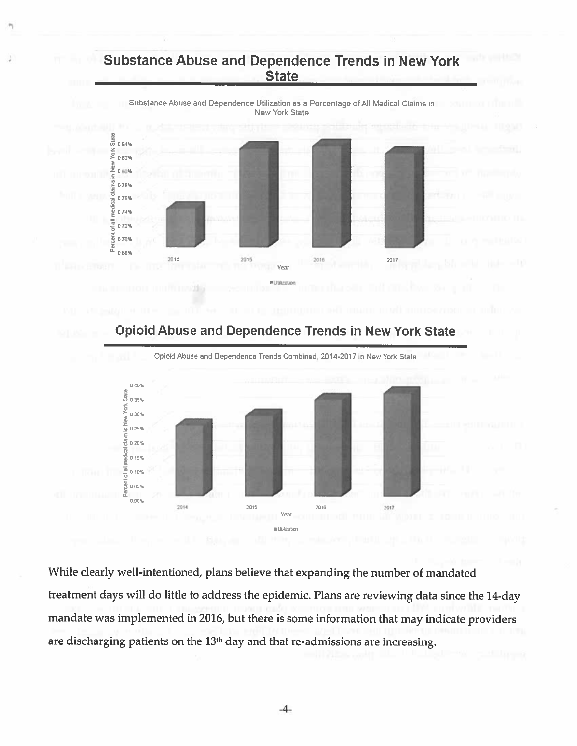## Substance Abuse and Dependence Trends in New York State

Substance Abuse and Dependence Utilization as a Percentage of All Medical Claims in New York State

## Opioid Abuse and Dependence Trends in New York State

Opioid Abuse and Dependence Trends Combined, 2014-2017 in New York State

While clearly well-intentioned, plans believe that expanding the number of mandated treatment days will do little to address the epidemic. Plans are reviewing data since the 14-day mandate was implemented in 2016, but there is some information that may indicate providers are discharging patients on the 13th day and that re-admissions are increasing.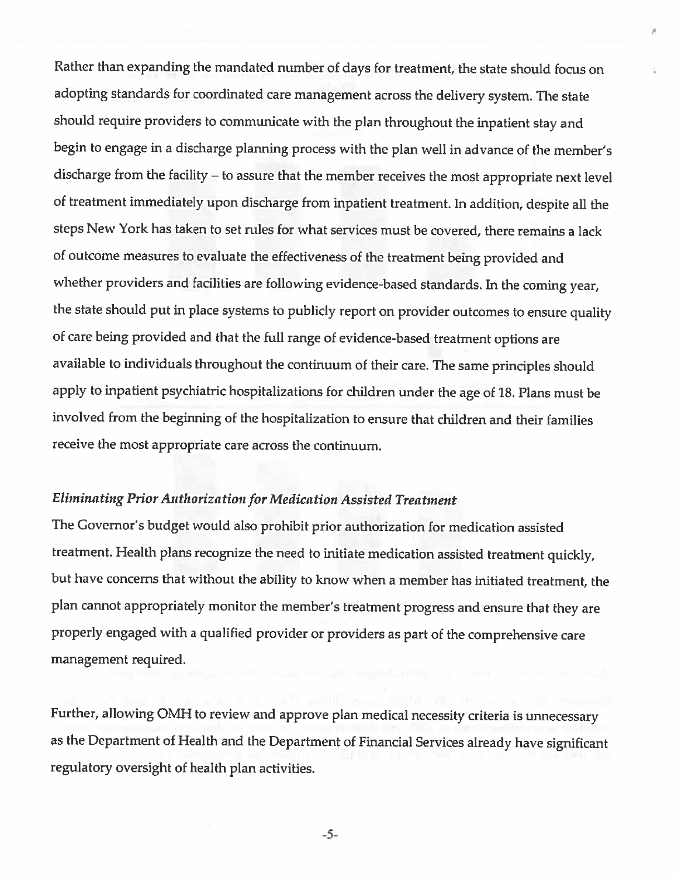Rather than expanding the mandated number of days for treatment, the state should focus on adopting standards for coordinated care management across the delivery system. The state should require providers to communicate with the plan throughout the inpatient stay and begin to engage in a discharge planning process with the plan well in advance of the member's discharge from the facility – to assure that the member receives the most appropriate next level of treatment immediately upon discharge from inpatient treatment. In addition, despite all the steps New York has taken to set rules for what services must be covered, there remains a lack of outcome measures to evaluate the effectiveness of the treatment being provided and whether providers and facilities are following evidence-based standards. In the coming year, the state should put in place systems to publicly report on provider outcomes to ensure quality of care being provided and that the full range of evidence-based treatment options are available to individuals throughout the continuum of their care. The same principles should apply to inpatient psychiatric hospitalizations for children under the age of 18. Plans must be involved from the beginning of the hospitalization to ensure that children and their families receive the most appropriate care across the continuum.

### *Eliminating Prior Authorization for Medication Assisted Treatment*

The Governor's budget would also prohibit prior authorization for medication assisted treatment. Health plans recognize the need to initiate medication assisted treatment quickly, but have concerns that without the ability to know when a member has initiated treatment, the plan cannot appropriately monitor the member's treatment progress and ensure that they are properly engaged with a qualified provider or providers as part of the comprehensive care management required.

Further, allowing OMH to review and approve plan medical necessity criteria is unnecessary as the Department of Health and the Department of Financial Services already have significant regulatory oversight of health plan activities.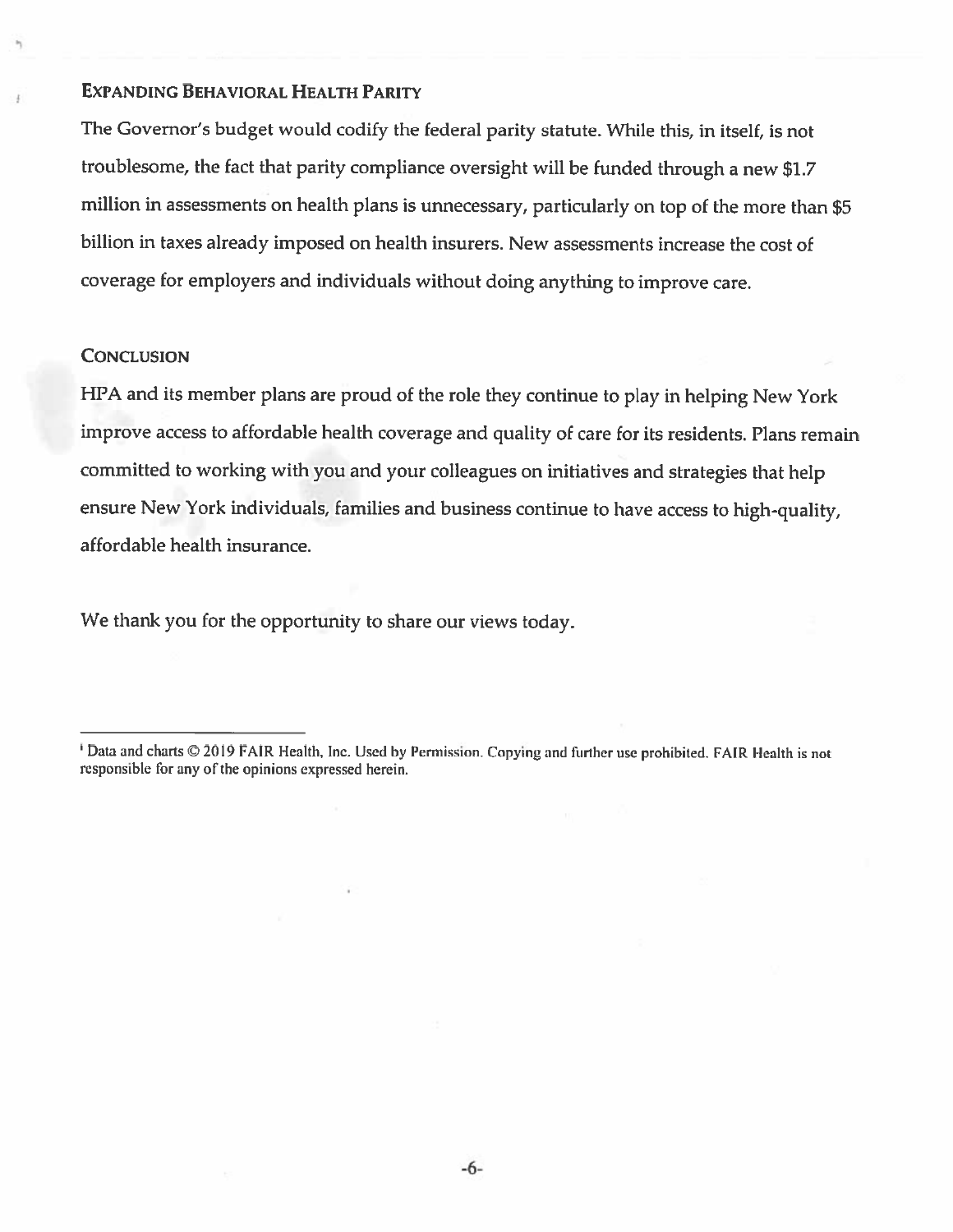## Expanding Behavioral Health Parity

The Governor's budget would codify the federal parity statute. While this, in itself, is not troublesome, the fact that parity compliance oversight will be funded through a new $1.7 million in assessments on health plans is unnecessary, particularly on top of the more than $5 billion in taxes already imposed on health insurers. New assessments increase the cost of coverage for employers and individuals without doing anything to improve care.

## Conclusion

HPA and its member plans are proud of the role they continue to play in helping New York improve access to affordable health coverage and quality of care for its residents. Plans remain committed to working with you and your colleagues on initiatives and strategies that help ensure New York individuals, families and business continue to have access to high-quality, affordable health insurance.

We thank you for the opportunity to share our views today.

---

[1] Data and charts © 2019 FAIR Health, Inc. Used by Permission. Copying and further use prohibited. FAIR Health is not responsible for any of the opinions expressed herein.